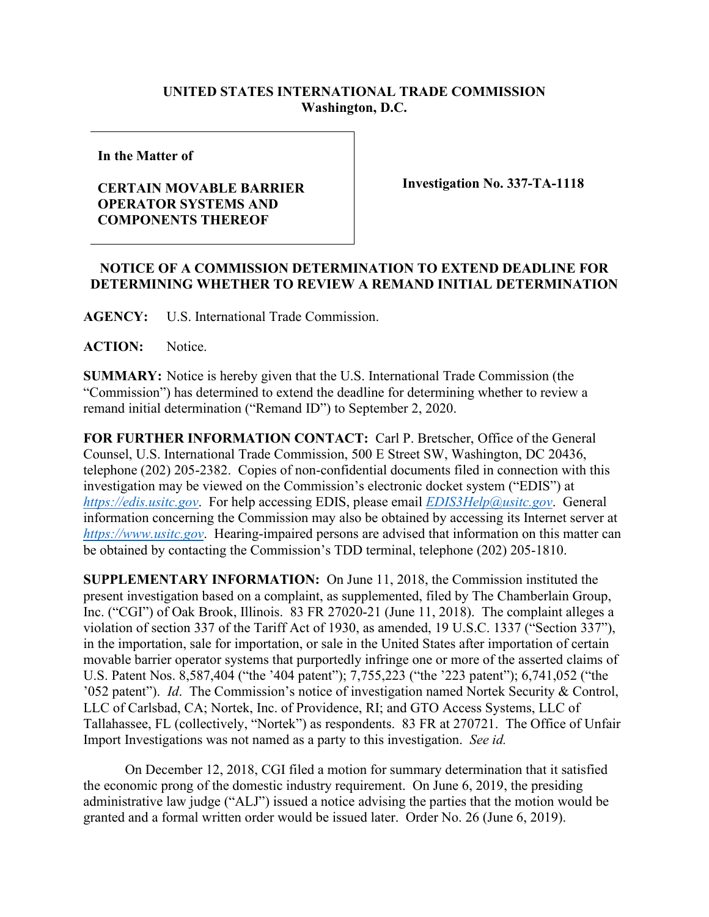**UNITED STATES INTERNATIONAL TRADE COMMISSION**
**Washington, D.C.**

| | |
|---|---|
| **In the Matter of**<br><br>**CERTAIN MOVABLE BARRIER OPERATOR SYSTEMS AND COMPONENTS THEREOF** | **Investigation No. 337-TA-1118** |

**NOTICE OF A COMMISSION DETERMINATION TO EXTEND DEADLINE FOR DETERMINING WHETHER TO REVIEW A REMAND INITIAL DETERMINATION**

**AGENCY:** U.S. International Trade Commission.

**ACTION:** Notice.

**SUMMARY:** Notice is hereby given that the U.S. International Trade Commission (the "Commission") has determined to extend the deadline for determining whether to review a remand initial determination ("Remand ID") to September 2, 2020.

**FOR FURTHER INFORMATION CONTACT:** Carl P. Bretscher, Office of the General Counsel, U.S. International Trade Commission, 500 E Street SW, Washington, DC 20436, telephone (202) 205-2382. Copies of non-confidential documents filed in connection with this investigation may be viewed on the Commission's electronic docket system ("EDIS") at *https://edis.usitc.gov*. For help accessing EDIS, please email *EDIS3Help@usitc.gov*. General information concerning the Commission may also be obtained by accessing its Internet server at *https://www.usitc.gov*. Hearing-impaired persons are advised that information on this matter can be obtained by contacting the Commission's TDD terminal, telephone (202) 205-1810.

**SUPPLEMENTARY INFORMATION:** On June 11, 2018, the Commission instituted the present investigation based on a complaint, as supplemented, filed by The Chamberlain Group, Inc. ("CGI") of Oak Brook, Illinois. 83 FR 27020-21 (June 11, 2018). The complaint alleges a violation of section 337 of the Tariff Act of 1930, as amended, 19 U.S.C. 1337 ("Section 337"), in the importation, sale for importation, or sale in the United States after importation of certain movable barrier operator systems that purportedly infringe one or more of the asserted claims of U.S. Patent Nos. 8,587,404 ("the '404 patent"); 7,755,223 ("the '223 patent"); 6,741,052 ("the '052 patent"). *Id*. The Commission's notice of investigation named Nortek Security & Control, LLC of Carlsbad, CA; Nortek, Inc. of Providence, RI; and GTO Access Systems, LLC of Tallahassee, FL (collectively, "Nortek") as respondents. 83 FR at 270721. The Office of Unfair Import Investigations was not named as a party to this investigation. *See id.*

On December 12, 2018, CGI filed a motion for summary determination that it satisfied the economic prong of the domestic industry requirement. On June 6, 2019, the presiding administrative law judge ("ALJ") issued a notice advising the parties that the motion would be granted and a formal written order would be issued later. Order No. 26 (June 6, 2019).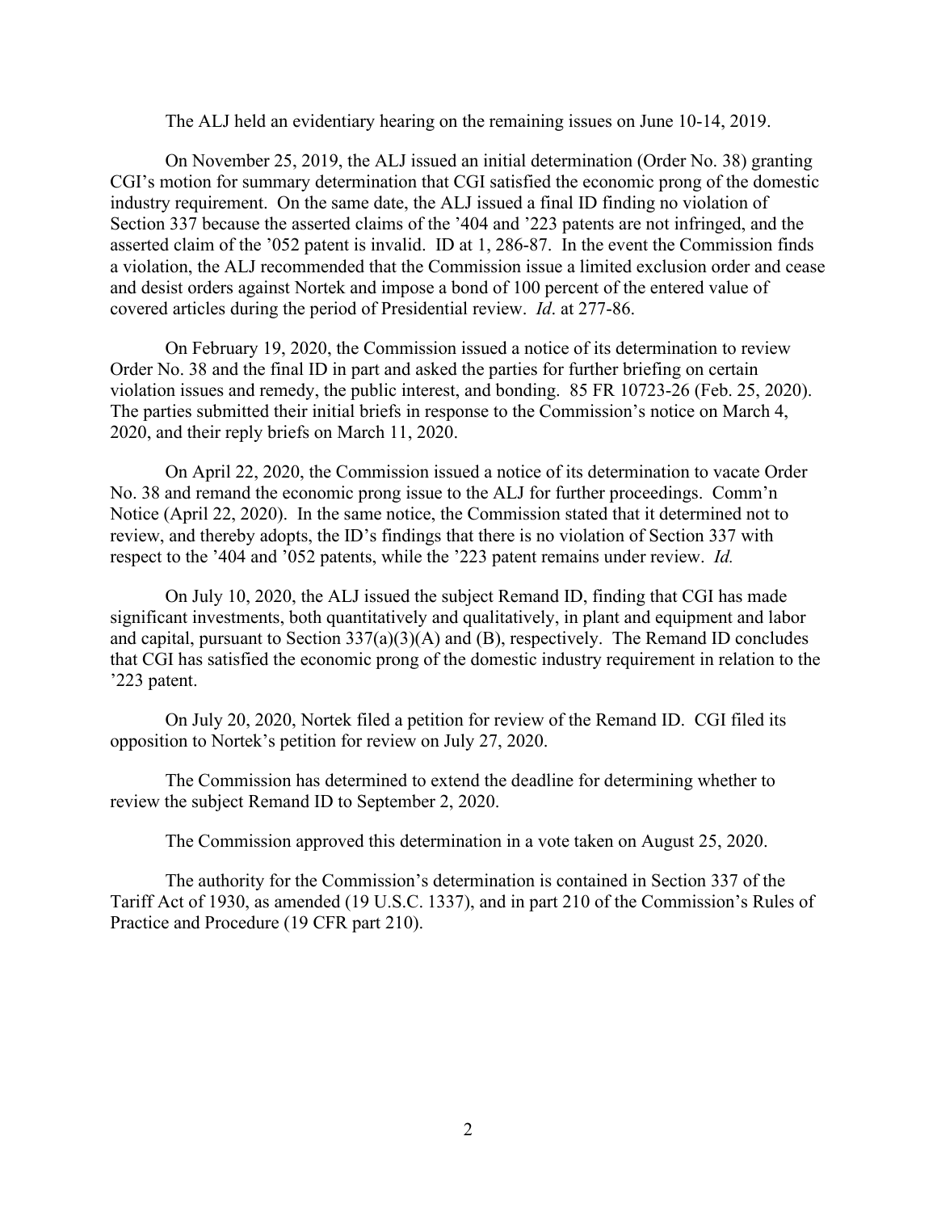The ALJ held an evidentiary hearing on the remaining issues on June 10-14, 2019.

On November 25, 2019, the ALJ issued an initial determination (Order No. 38) granting CGI's motion for summary determination that CGI satisfied the economic prong of the domestic industry requirement. On the same date, the ALJ issued a final ID finding no violation of Section 337 because the asserted claims of the '404 and '223 patents are not infringed, and the asserted claim of the '052 patent is invalid. ID at 1, 286-87. In the event the Commission finds a violation, the ALJ recommended that the Commission issue a limited exclusion order and cease and desist orders against Nortek and impose a bond of 100 percent of the entered value of covered articles during the period of Presidential review. *Id*. at 277-86.

On February 19, 2020, the Commission issued a notice of its determination to review Order No. 38 and the final ID in part and asked the parties for further briefing on certain violation issues and remedy, the public interest, and bonding. 85 FR 10723-26 (Feb. 25, 2020). The parties submitted their initial briefs in response to the Commission's notice on March 4, 2020, and their reply briefs on March 11, 2020.

On April 22, 2020, the Commission issued a notice of its determination to vacate Order No. 38 and remand the economic prong issue to the ALJ for further proceedings. Comm'n Notice (April 22, 2020). In the same notice, the Commission stated that it determined not to review, and thereby adopts, the ID's findings that there is no violation of Section 337 with respect to the '404 and '052 patents, while the '223 patent remains under review. *Id.*

On July 10, 2020, the ALJ issued the subject Remand ID, finding that CGI has made significant investments, both quantitatively and qualitatively, in plant and equipment and labor and capital, pursuant to Section 337(a)(3)(A) and (B), respectively. The Remand ID concludes that CGI has satisfied the economic prong of the domestic industry requirement in relation to the '223 patent.

On July 20, 2020, Nortek filed a petition for review of the Remand ID. CGI filed its opposition to Nortek's petition for review on July 27, 2020.

The Commission has determined to extend the deadline for determining whether to review the subject Remand ID to September 2, 2020.

The Commission approved this determination in a vote taken on August 25, 2020.

The authority for the Commission's determination is contained in Section 337 of the Tariff Act of 1930, as amended (19 U.S.C. 1337), and in part 210 of the Commission's Rules of Practice and Procedure (19 CFR part 210).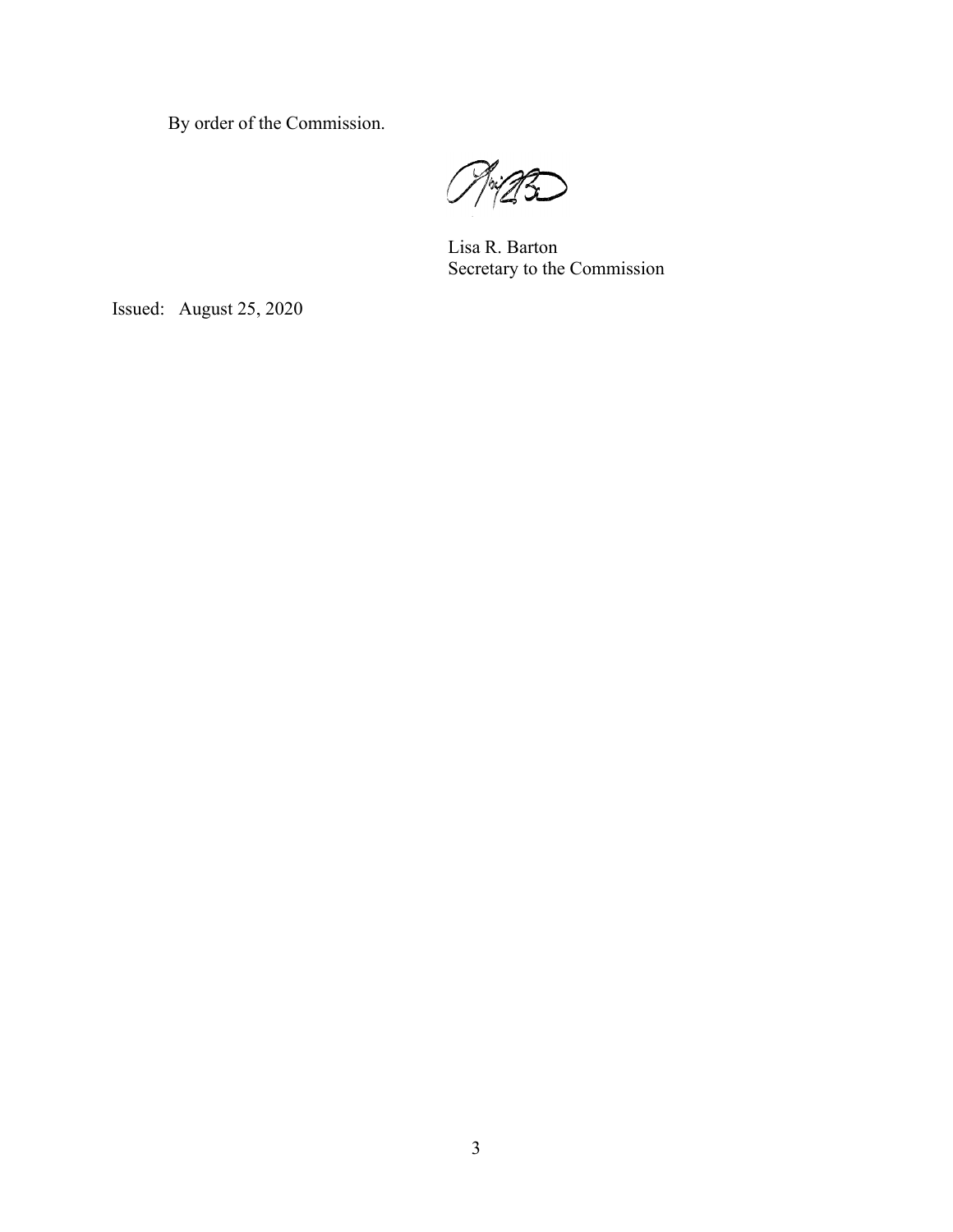By order of the Commission.

Lisa R. Barton
Secretary to the Commission

Issued: August 25, 2020